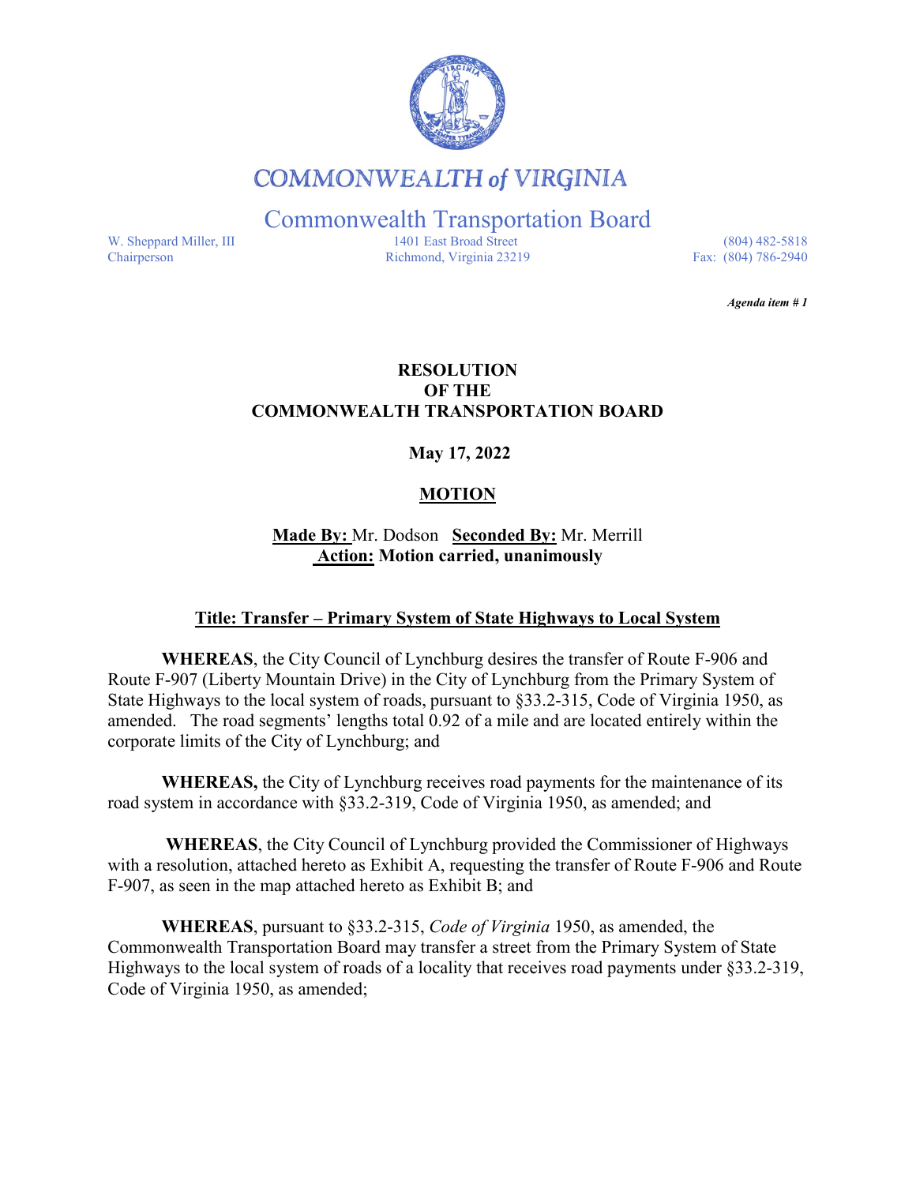# COMMONWEALTH of VIRGINIA

## Commonwealth Transportation Board

W. Sheppard Miller, III
Chairperson

1401 East Broad Street
Richmond, Virginia 23219

(804) 482-5818
Fax: (804) 786-2940

***Agenda item # 1***

**RESOLUTION**
**OF THE**
**COMMONWEALTH TRANSPORTATION BOARD**

**May 17, 2022**

**MOTION**

**Made By:** Mr. Dodson **Seconded By:** Mr. Merrill
**Action: Motion carried, unanimously**

**Title: Transfer – Primary System of State Highways to Local System**

**WHEREAS**, the City Council of Lynchburg desires the transfer of Route F-906 and Route F-907 (Liberty Mountain Drive) in the City of Lynchburg from the Primary System of State Highways to the local system of roads, pursuant to §33.2-315, Code of Virginia 1950, as amended. The road segments' lengths total 0.92 of a mile and are located entirely within the corporate limits of the City of Lynchburg; and

**WHEREAS,** the City of Lynchburg receives road payments for the maintenance of its road system in accordance with §33.2-319, Code of Virginia 1950, as amended; and

**WHEREAS**, the City Council of Lynchburg provided the Commissioner of Highways with a resolution, attached hereto as Exhibit A, requesting the transfer of Route F-906 and Route F-907, as seen in the map attached hereto as Exhibit B; and

**WHEREAS**, pursuant to §33.2-315, *Code of Virginia* 1950, as amended, the Commonwealth Transportation Board may transfer a street from the Primary System of State Highways to the local system of roads of a locality that receives road payments under §33.2-319, Code of Virginia 1950, as amended;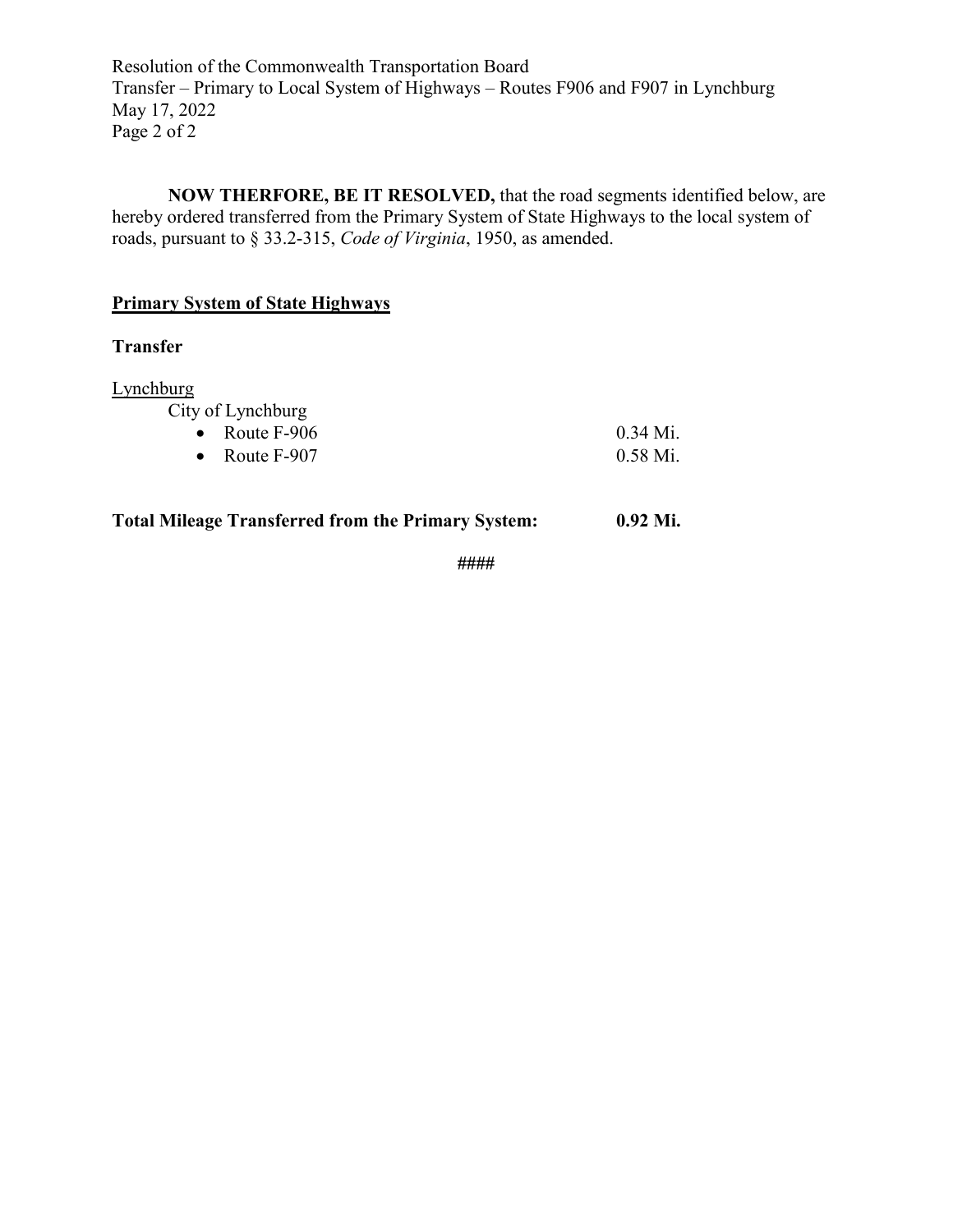**NOW THERFORE, BE IT RESOLVED,** that the road segments identified below, are hereby ordered transferred from the Primary System of State Highways to the local system of roads, pursuant to § 33.2-315, *Code of Virginia*, 1950, as amended.

**<u>Primary System of State Highways</u>**

**Transfer**

<u>Lynchburg</u>

City of Lynchburg

- Route F-906 0.34 Mi.
- Route F-907 0.58 Mi.

**Total Mileage Transferred from the Primary System: 0.92 Mi.**

####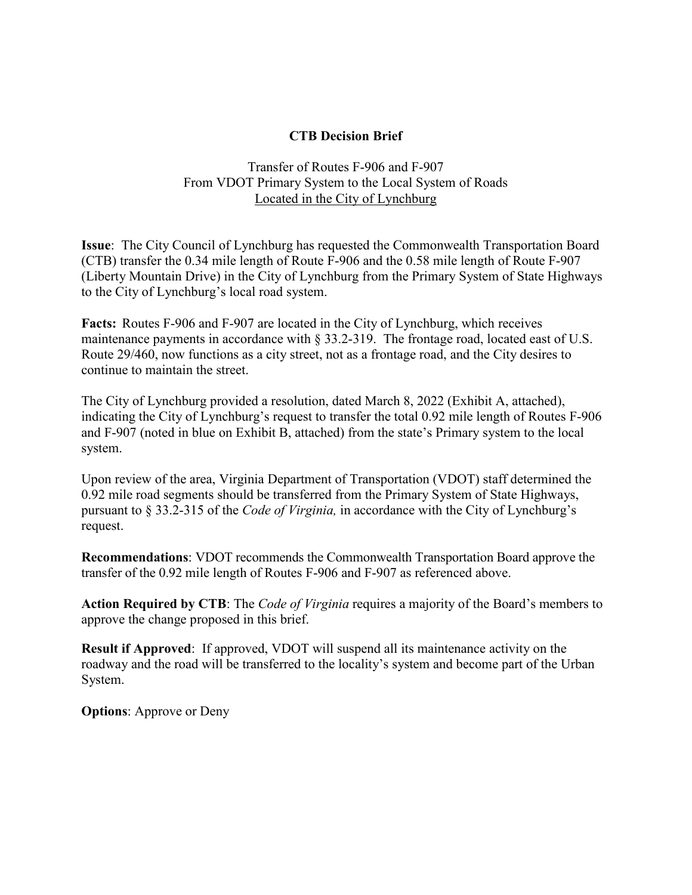**CTB Decision Brief**

Transfer of Routes F-906 and F-907
From VDOT Primary System to the Local System of Roads
Located in the City of Lynchburg

**Issue**: The City Council of Lynchburg has requested the Commonwealth Transportation Board (CTB) transfer the 0.34 mile length of Route F-906 and the 0.58 mile length of Route F-907 (Liberty Mountain Drive) in the City of Lynchburg from the Primary System of State Highways to the City of Lynchburg's local road system.

**Facts:** Routes F-906 and F-907 are located in the City of Lynchburg, which receives maintenance payments in accordance with § 33.2-319. The frontage road, located east of U.S. Route 29/460, now functions as a city street, not as a frontage road, and the City desires to continue to maintain the street.

The City of Lynchburg provided a resolution, dated March 8, 2022 (Exhibit A, attached), indicating the City of Lynchburg's request to transfer the total 0.92 mile length of Routes F-906 and F-907 (noted in blue on Exhibit B, attached) from the state's Primary system to the local system.

Upon review of the area, Virginia Department of Transportation (VDOT) staff determined the 0.92 mile road segments should be transferred from the Primary System of State Highways, pursuant to § 33.2-315 of the *Code of Virginia,* in accordance with the City of Lynchburg's request.

**Recommendations**: VDOT recommends the Commonwealth Transportation Board approve the transfer of the 0.92 mile length of Routes F-906 and F-907 as referenced above.

**Action Required by CTB**: The *Code of Virginia* requires a majority of the Board's members to approve the change proposed in this brief.

**Result if Approved**: If approved, VDOT will suspend all its maintenance activity on the roadway and the road will be transferred to the locality's system and become part of the Urban System.

**Options**: Approve or Deny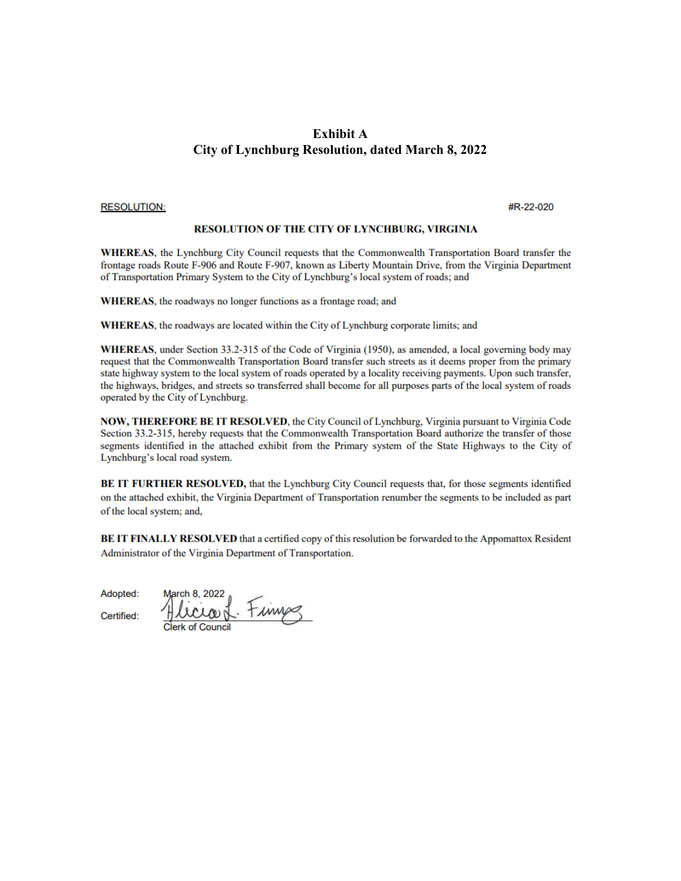# Exhibit A
# City of Lynchburg Resolution, dated March 8, 2022

RESOLUTION: #R-22-020

**RESOLUTION OF THE CITY OF LYNCHBURG, VIRGINIA**

**WHEREAS**, the Lynchburg City Council requests that the Commonwealth Transportation Board transfer the frontage roads Route F-906 and Route F-907, known as Liberty Mountain Drive, from the Virginia Department of Transportation Primary System to the City of Lynchburg's local system of roads; and

**WHEREAS**, the roadways no longer functions as a frontage road; and

**WHEREAS**, the roadways are located within the City of Lynchburg corporate limits; and

**WHEREAS**, under Section 33.2-315 of the Code of Virginia (1950), as amended, a local governing body may request that the Commonwealth Transportation Board transfer such streets as it deems proper from the primary state highway system to the local system of roads operated by a locality receiving payments. Upon such transfer, the highways, bridges, and streets so transferred shall become for all purposes parts of the local system of roads operated by the City of Lynchburg.

**NOW, THEREFORE BE IT RESOLVED**, the City Council of Lynchburg, Virginia pursuant to Virginia Code Section 33.2-315, hereby requests that the Commonwealth Transportation Board authorize the transfer of those segments identified in the attached exhibit from the Primary system of the State Highways to the City of Lynchburg's local road system.

**BE IT FURTHER RESOLVED,** that the Lynchburg City Council requests that, for those segments identified on the attached exhibit, the Virginia Department of Transportation renumber the segments to be included as part of the local system; and,

**BE IT FINALLY RESOLVED** that a certified copy of this resolution be forwarded to the Appomattox Resident Administrator of the Virginia Department of Transportation.

Adopted: March 8, 2022

Certified: Alicia L. Finney
Clerk of Council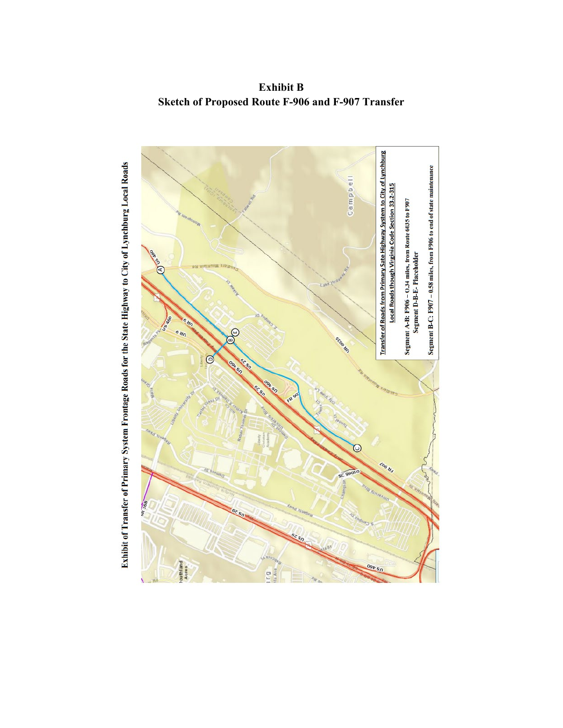**Exhibit B**
**Sketch of Proposed Route F-906 and F-907 Transfer**

**Exhibit of Transfer of Primary System Frontage Roads for the State Highway to City of Lynchburg Local Roads**

**Transfer of Roads from Primary Sate Highway System to City of Lynchburg Local Roads though Virginia Code Section 33.2-315**

**Segment A-B: F906 – 0.34 miles, from Route 6035 to F907**

**Segment D-B-E- Placeholder**

**Segment B-C: F907 – 0.58 miles, from F906 to end of state maintenance**